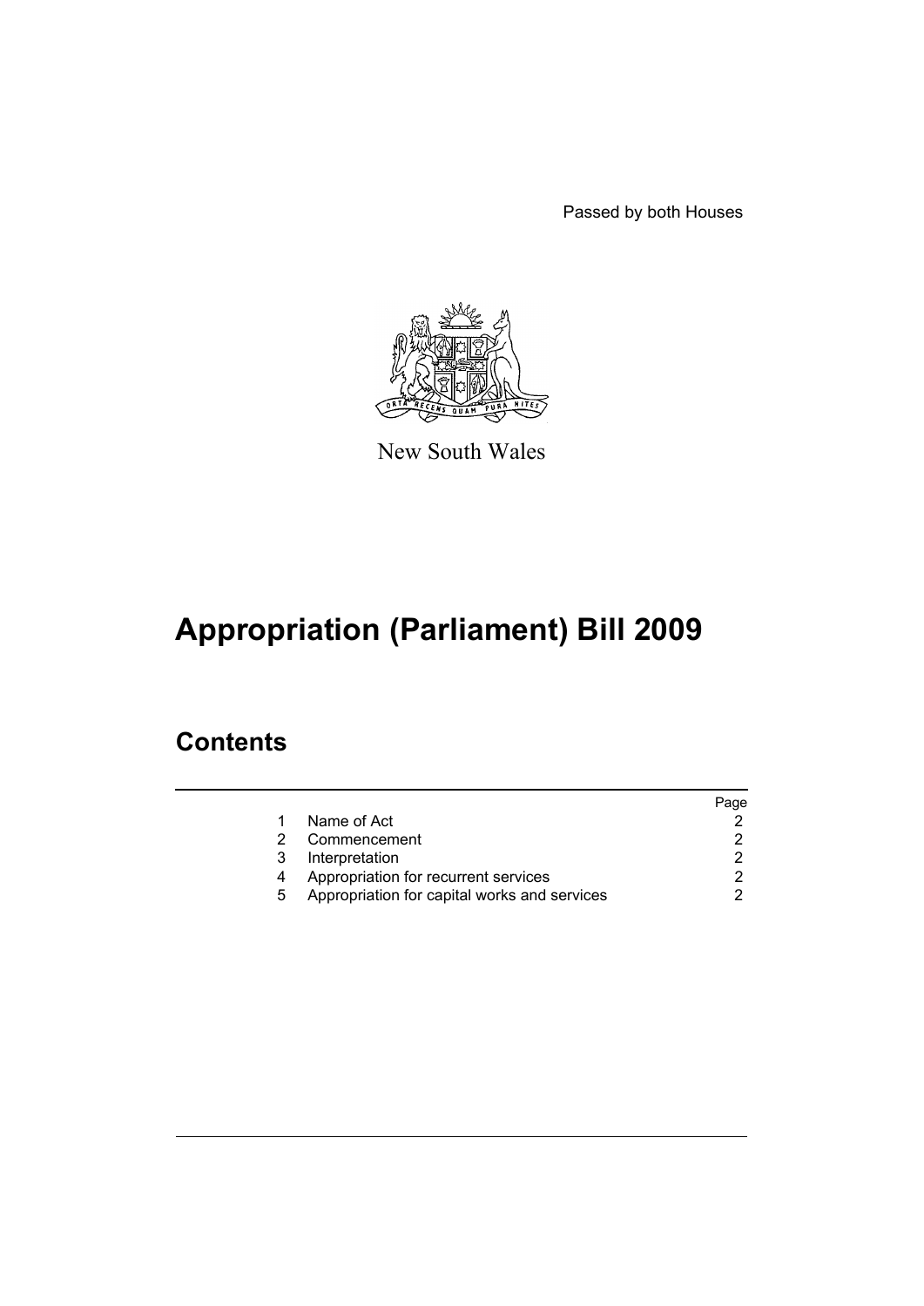Passed by both Houses

New South Wales

# Appropriation (Parliament) Bill 2009

## Contents

| | | Page |
|---|---|---|
| 1 | Name of Act | 2 |
| 2 | Commencement | 2 |
| 3 | Interpretation | 2 |
| 4 | Appropriation for recurrent services | 2 |
| 5 | Appropriation for capital works and services | 2 |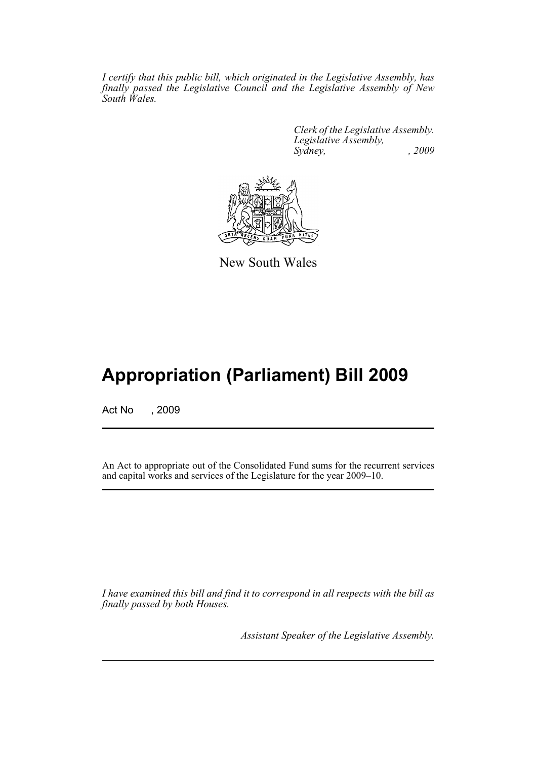*I certify that this public bill, which originated in the Legislative Assembly, has finally passed the Legislative Council and the Legislative Assembly of New South Wales.*

*Clerk of the Legislative Assembly.*
*Legislative Assembly,*
*Sydney, , 2009*

New South Wales

# Appropriation (Parliament) Bill 2009

Act No , 2009

An Act to appropriate out of the Consolidated Fund sums for the recurrent services and capital works and services of the Legislature for the year 2009–10.

*I have examined this bill and find it to correspond in all respects with the bill as finally passed by both Houses.*

*Assistant Speaker of the Legislative Assembly.*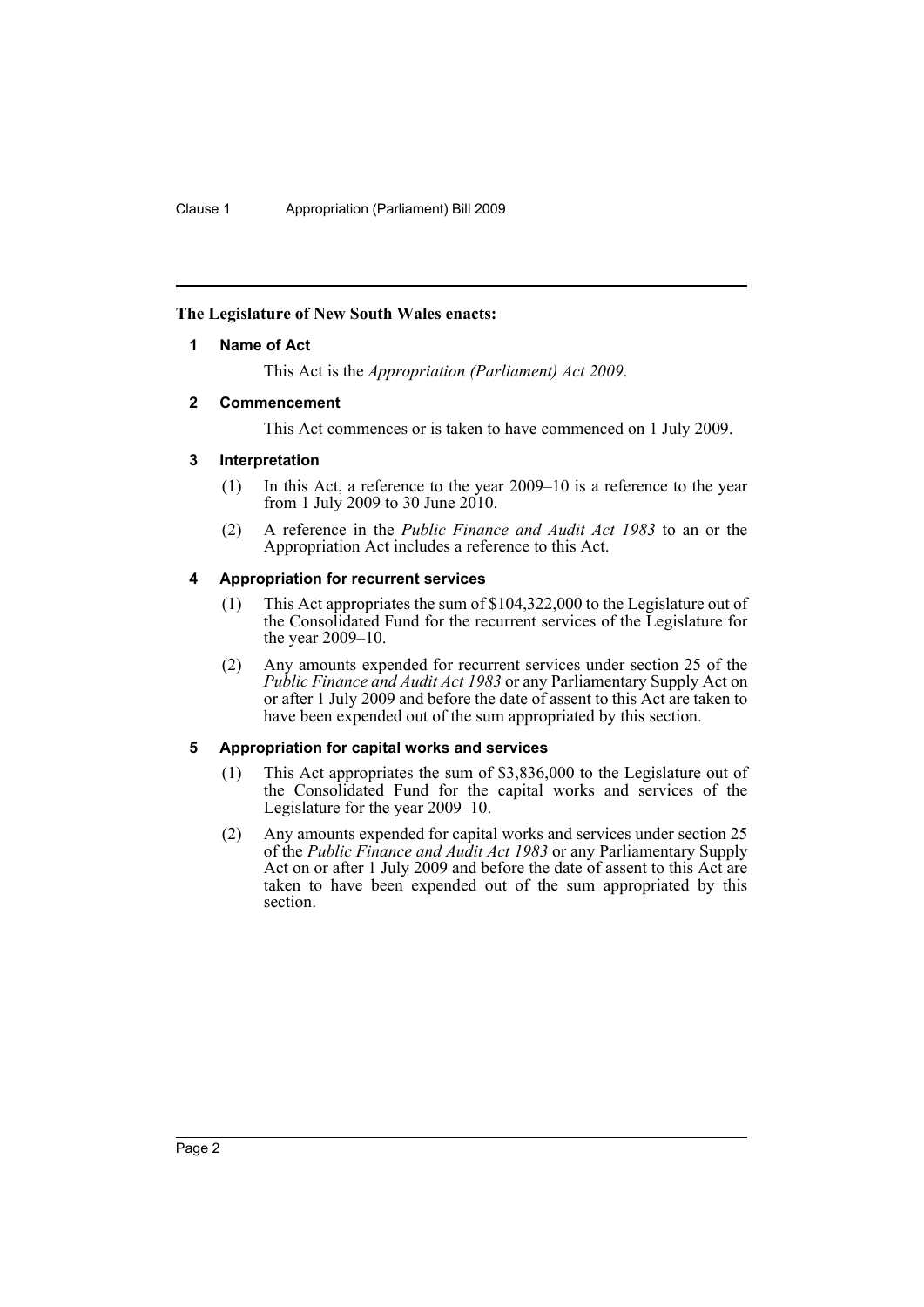**The Legislature of New South Wales enacts:**

#### 1 Name of Act

This Act is the *Appropriation (Parliament) Act 2009*.

#### 2 Commencement

This Act commences or is taken to have commenced on 1 July 2009.

#### 3 Interpretation

(1) In this Act, a reference to the year 2009–10 is a reference to the year from 1 July 2009 to 30 June 2010.

(2) A reference in the *Public Finance and Audit Act 1983* to an or the Appropriation Act includes a reference to this Act.

#### 4 Appropriation for recurrent services

(1) This Act appropriates the sum of $104,322,000 to the Legislature out of the Consolidated Fund for the recurrent services of the Legislature for the year 2009–10.

(2) Any amounts expended for recurrent services under section 25 of the *Public Finance and Audit Act 1983* or any Parliamentary Supply Act on or after 1 July 2009 and before the date of assent to this Act are taken to have been expended out of the sum appropriated by this section.

#### 5 Appropriation for capital works and services

(1) This Act appropriates the sum of $3,836,000 to the Legislature out of the Consolidated Fund for the capital works and services of the Legislature for the year 2009–10.

(2) Any amounts expended for capital works and services under section 25 of the *Public Finance and Audit Act 1983* or any Parliamentary Supply Act on or after 1 July 2009 and before the date of assent to this Act are taken to have been expended out of the sum appropriated by this section.